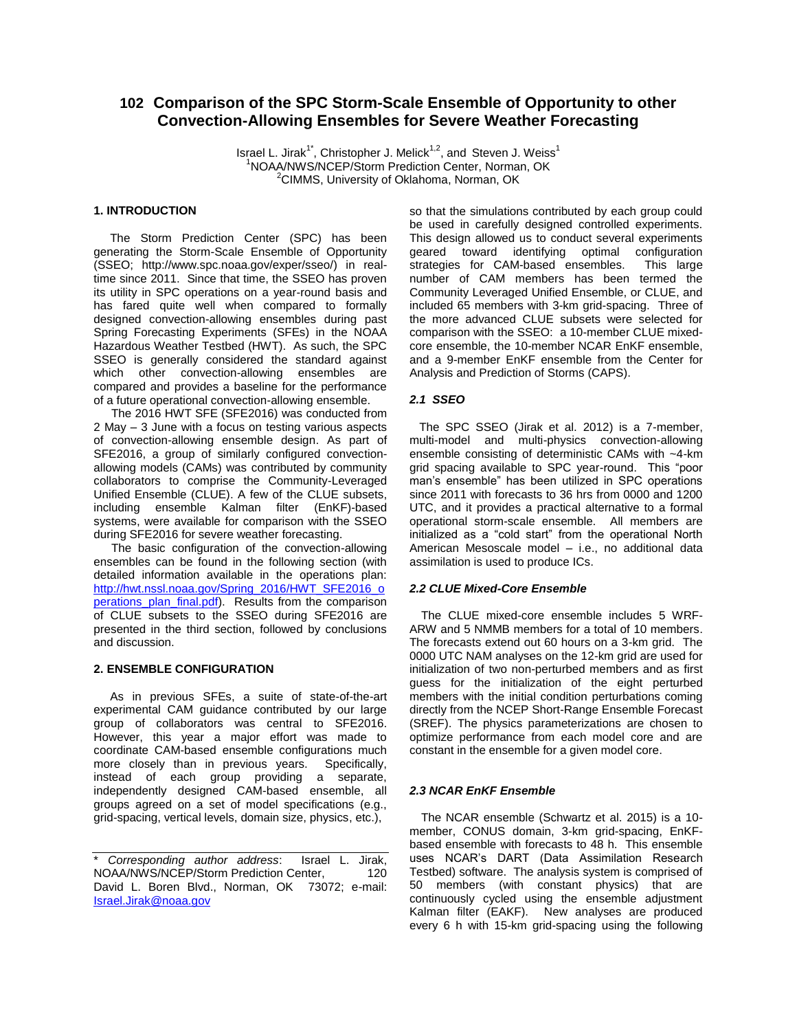# 102 Comparison of the SPC Storm-Scale Ensemble of Opportunity to other Convection-Allowing Ensembles for Severe Weather Forecasting

Israel L. Jirak[1*], Christopher J. Melick[1,2], and Steven J. Weiss[1]
[1]NOAA/NWS/NCEP/Storm Prediction Center, Norman, OK
[2]CIMMS, University of Oklahoma, Norman, OK

## 1. INTRODUCTION

The Storm Prediction Center (SPC) has been generating the Storm-Scale Ensemble of Opportunity (SSEO; http://www.spc.noaa.gov/exper/sseo/) in real-time since 2011. Since that time, the SSEO has proven its utility in SPC operations on a year-round basis and has fared quite well when compared to formally designed convection-allowing ensembles during past Spring Forecasting Experiments (SFEs) in the NOAA Hazardous Weather Testbed (HWT). As such, the SPC SSEO is generally considered the standard against which other convection-allowing ensembles are compared and provides a baseline for the performance of a future operational convection-allowing ensemble.

The 2016 HWT SFE (SFE2016) was conducted from 2 May – 3 June with a focus on testing various aspects of convection-allowing ensemble design. As part of SFE2016, a group of similarly configured convection-allowing models (CAMs) was contributed by community collaborators to comprise the Community-Leveraged Unified Ensemble (CLUE). A few of the CLUE subsets, including ensemble Kalman filter (EnKF)-based systems, were available for comparison with the SSEO during SFE2016 for severe weather forecasting.

The basic configuration of the convection-allowing ensembles can be found in the following section (with detailed information available in the operations plan: http://hwt.nssl.noaa.gov/Spring_2016/HWT_SFE2016_operations_plan_final.pdf). Results from the comparison of CLUE subsets to the SSEO during SFE2016 are presented in the third section, followed by conclusions and discussion.

## 2. ENSEMBLE CONFIGURATION

As in previous SFEs, a suite of state-of-the-art experimental CAM guidance contributed by our large group of collaborators was central to SFE2016. However, this year a major effort was made to coordinate CAM-based ensemble configurations much more closely than in previous years. Specifically, instead of each group providing a separate, independently designed CAM-based ensemble, all groups agreed on a set of model specifications (e.g., grid-spacing, vertical levels, domain size, physics, etc.), so that the simulations contributed by each group could be used in carefully designed controlled experiments. This design allowed us to conduct several experiments geared toward identifying optimal configuration strategies for CAM-based ensembles. This large number of CAM members has been termed the Community Leveraged Unified Ensemble, or CLUE, and included 65 members with 3-km grid-spacing. Three of the more advanced CLUE subsets were selected for comparison with the SSEO: a 10-member CLUE mixed-core ensemble, the 10-member NCAR EnKF ensemble, and a 9-member EnKF ensemble from the Center for Analysis and Prediction of Storms (CAPS).

### *2.1 SSEO*

The SPC SSEO (Jirak et al. 2012) is a 7-member, multi-model and multi-physics convection-allowing ensemble consisting of deterministic CAMs with ~4-km grid spacing available to SPC year-round. This "poor man's ensemble" has been utilized in SPC operations since 2011 with forecasts to 36 hrs from 0000 and 1200 UTC, and it provides a practical alternative to a formal operational storm-scale ensemble. All members are initialized as a "cold start" from the operational North American Mesoscale model – i.e., no additional data assimilation is used to produce ICs.

### *2.2 CLUE Mixed-Core Ensemble*

The CLUE mixed-core ensemble includes 5 WRF-ARW and 5 NMMB members for a total of 10 members. The forecasts extend out 60 hours on a 3-km grid. The 0000 UTC NAM analyses on the 12-km grid are used for initialization of two non-perturbed members and as first guess for the initialization of the eight perturbed members with the initial condition perturbations coming directly from the NCEP Short-Range Ensemble Forecast (SREF). The physics parameterizations are chosen to optimize performance from each model core and are constant in the ensemble for a given model core.

### *2.3 NCAR EnKF Ensemble*

The NCAR ensemble (Schwartz et al. 2015) is a 10-member, CONUS domain, 3-km grid-spacing, EnKF-based ensemble with forecasts to 48 h. This ensemble uses NCAR's DART (Data Assimilation Research Testbed) software. The analysis system is comprised of 50 members (with constant physics) that are continuously cycled using the ensemble adjustment Kalman filter (EAKF). New analyses are produced every 6 h with 15-km grid-spacing using the following

\* *Corresponding author address*: Israel L. Jirak, NOAA/NWS/NCEP/Storm Prediction Center, 120 David L. Boren Blvd., Norman, OK 73072; e-mail: Israel.Jirak@noaa.gov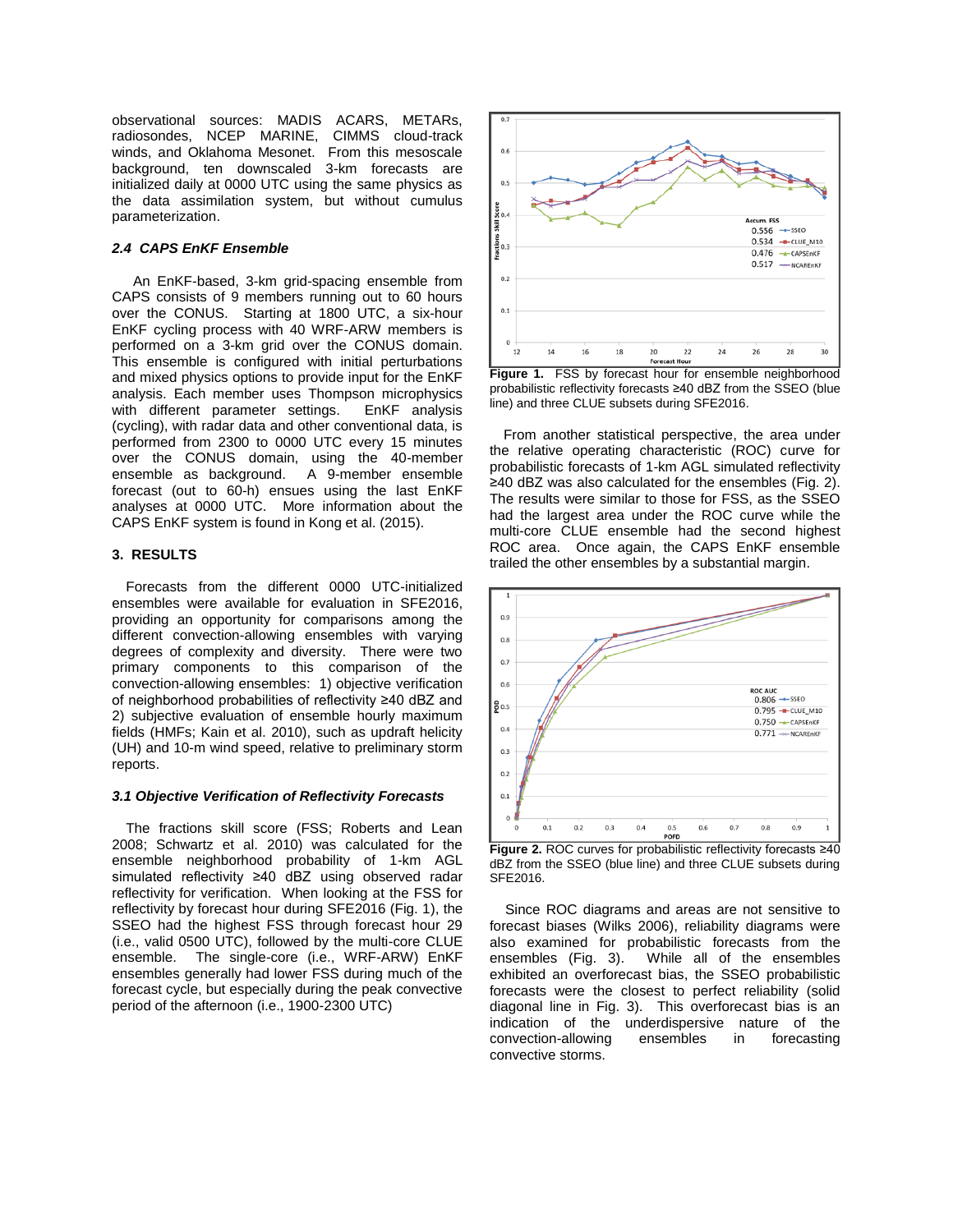observational sources: MADIS ACARS, METARs, radiosondes, NCEP MARINE, CIMMS cloud-track winds, and Oklahoma Mesonet. From this mesoscale background, ten downscaled 3-km forecasts are initialized daily at 0000 UTC using the same physics as the data assimilation system, but without cumulus parameterization.

### *2.4 CAPS EnKF Ensemble*

An EnKF-based, 3-km grid-spacing ensemble from CAPS consists of 9 members running out to 60 hours over the CONUS. Starting at 1800 UTC, a six-hour EnKF cycling process with 40 WRF-ARW members is performed on a 3-km grid over the CONUS domain. This ensemble is configured with initial perturbations and mixed physics options to provide input for the EnKF analysis. Each member uses Thompson microphysics with different parameter settings. EnKF analysis (cycling), with radar data and other conventional data, is performed from 2300 to 0000 UTC every 15 minutes over the CONUS domain, using the 40-member ensemble as background. A 9-member ensemble forecast (out to 60-h) ensues using the last EnKF analyses at 0000 UTC. More information about the CAPS EnKF system is found in Kong et al. (2015).

## 3. RESULTS

Forecasts from the different 0000 UTC-initialized ensembles were available for evaluation in SFE2016, providing an opportunity for comparisons among the different convection-allowing ensembles with varying degrees of complexity and diversity. There were two primary components to this comparison of the convection-allowing ensembles: 1) objective verification of neighborhood probabilities of reflectivity ≥40 dBZ and 2) subjective evaluation of ensemble hourly maximum fields (HMFs; Kain et al. 2010), such as updraft helicity (UH) and 10-m wind speed, relative to preliminary storm reports.

### *3.1 Objective Verification of Reflectivity Forecasts*

The fractions skill score (FSS; Roberts and Lean 2008; Schwartz et al. 2010) was calculated for the ensemble neighborhood probability of 1-km AGL simulated reflectivity ≥40 dBZ using observed radar reflectivity for verification. When looking at the FSS for reflectivity by forecast hour during SFE2016 (Fig. 1), the SSEO had the highest FSS through forecast hour 29 (i.e., valid 0500 UTC), followed by the multi-core CLUE ensemble. The single-core (i.e., WRF-ARW) EnKF ensembles generally had lower FSS during much of the forecast cycle, but especially during the peak convective period of the afternoon (i.e., 1900-2300 UTC)

**Figure 1.** FSS by forecast hour for ensemble neighborhood probabilistic reflectivity forecasts ≥40 dBZ from the SSEO (blue line) and three CLUE subsets during SFE2016.

From another statistical perspective, the area under the relative operating characteristic (ROC) curve for probabilistic forecasts of 1-km AGL simulated reflectivity ≥40 dBZ was also calculated for the ensembles (Fig. 2). The results were similar to those for FSS, as the SSEO had the largest area under the ROC curve while the multi-core CLUE ensemble had the second highest ROC area. Once again, the CAPS EnKF ensemble trailed the other ensembles by a substantial margin.

**Figure 2.** ROC curves for probabilistic reflectivity forecasts ≥40 dBZ from the SSEO (blue line) and three CLUE subsets during SFE2016.

Since ROC diagrams and areas are not sensitive to forecast biases (Wilks 2006), reliability diagrams were also examined for probabilistic forecasts from the ensembles (Fig. 3). While all of the ensembles exhibited an overforecast bias, the SSEO probabilistic forecasts were the closest to perfect reliability (solid diagonal line in Fig. 3). This overforecast bias is an indication of the underdispersive nature of the convection-allowing ensembles in forecasting convective storms.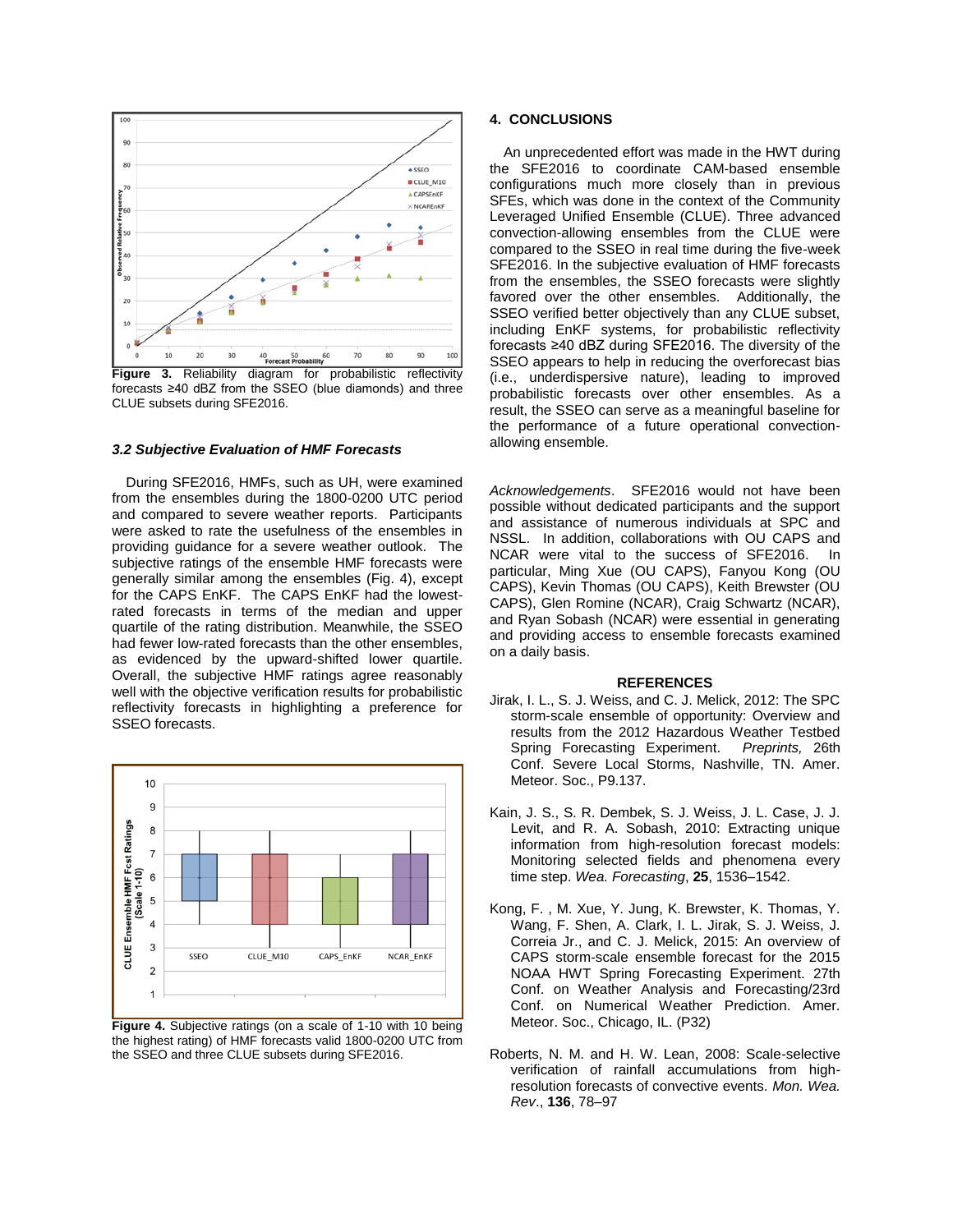**Figure 3.** Reliability diagram for probabilistic reflectivity forecasts ≥40 dBZ from the SSEO (blue diamonds) and three CLUE subsets during SFE2016.

### *3.2 Subjective Evaluation of HMF Forecasts*

During SFE2016, HMFs, such as UH, were examined from the ensembles during the 1800-0200 UTC period and compared to severe weather reports. Participants were asked to rate the usefulness of the ensembles in providing guidance for a severe weather outlook. The subjective ratings of the ensemble HMF forecasts were generally similar among the ensembles (Fig. 4), except for the CAPS EnKF. The CAPS EnKF had the lowest-rated forecasts in terms of the median and upper quartile of the rating distribution. Meanwhile, the SSEO had fewer low-rated forecasts than the other ensembles, as evidenced by the upward-shifted lower quartile. Overall, the subjective HMF ratings agree reasonably well with the objective verification results for probabilistic reflectivity forecasts in highlighting a preference for SSEO forecasts.

**Figure 4.** Subjective ratings (on a scale of 1-10 with 10 being the highest rating) of HMF forecasts valid 1800-0200 UTC from the SSEO and three CLUE subsets during SFE2016.

## 4. CONCLUSIONS

An unprecedented effort was made in the HWT during the SFE2016 to coordinate CAM-based ensemble configurations much more closely than in previous SFEs, which was done in the context of the Community Leveraged Unified Ensemble (CLUE). Three advanced convection-allowing ensembles from the CLUE were compared to the SSEO in real time during the five-week SFE2016. In the subjective evaluation of HMF forecasts from the ensembles, the SSEO forecasts were slightly favored over the other ensembles. Additionally, the SSEO verified better objectively than any CLUE subset, including EnKF systems, for probabilistic reflectivity forecasts ≥40 dBZ during SFE2016. The diversity of the SSEO appears to help in reducing the overforecast bias (i.e., underdispersive nature), leading to improved probabilistic forecasts over other ensembles. As a result, the SSEO can serve as a meaningful baseline for the performance of a future operational convection-allowing ensemble.

*Acknowledgements*. SFE2016 would not have been possible without dedicated participants and the support and assistance of numerous individuals at SPC and NSSL. In addition, collaborations with OU CAPS and NCAR were vital to the success of SFE2016. In particular, Ming Xue (OU CAPS), Fanyou Kong (OU CAPS), Kevin Thomas (OU CAPS), Keith Brewster (OU CAPS), Glen Romine (NCAR), Craig Schwartz (NCAR), and Ryan Sobash (NCAR) were essential in generating and providing access to ensemble forecasts examined on a daily basis.

## REFERENCES

Jirak, I. L., S. J. Weiss, and C. J. Melick, 2012: The SPC storm-scale ensemble of opportunity: Overview and results from the 2012 Hazardous Weather Testbed Spring Forecasting Experiment. *Preprints,* 26th Conf. Severe Local Storms, Nashville, TN. Amer. Meteor. Soc., P9.137.

Kain, J. S., S. R. Dembek, S. J. Weiss, J. L. Case, J. J. Levit, and R. A. Sobash, 2010: Extracting unique information from high-resolution forecast models: Monitoring selected fields and phenomena every time step. *Wea. Forecasting*, **25**, 1536–1542.

Kong, F. , M. Xue, Y. Jung, K. Brewster, K. Thomas, Y. Wang, F. Shen, A. Clark, I. L. Jirak, S. J. Weiss, J. Correia Jr., and C. J. Melick, 2015: An overview of CAPS storm-scale ensemble forecast for the 2015 NOAA HWT Spring Forecasting Experiment. 27th Conf. on Weather Analysis and Forecasting/23rd Conf. on Numerical Weather Prediction. Amer. Meteor. Soc., Chicago, IL. (P32)

Roberts, N. M. and H. W. Lean, 2008: Scale-selective verification of rainfall accumulations from high-resolution forecasts of convective events. *Mon. Wea. Rev*., **136**, 78–97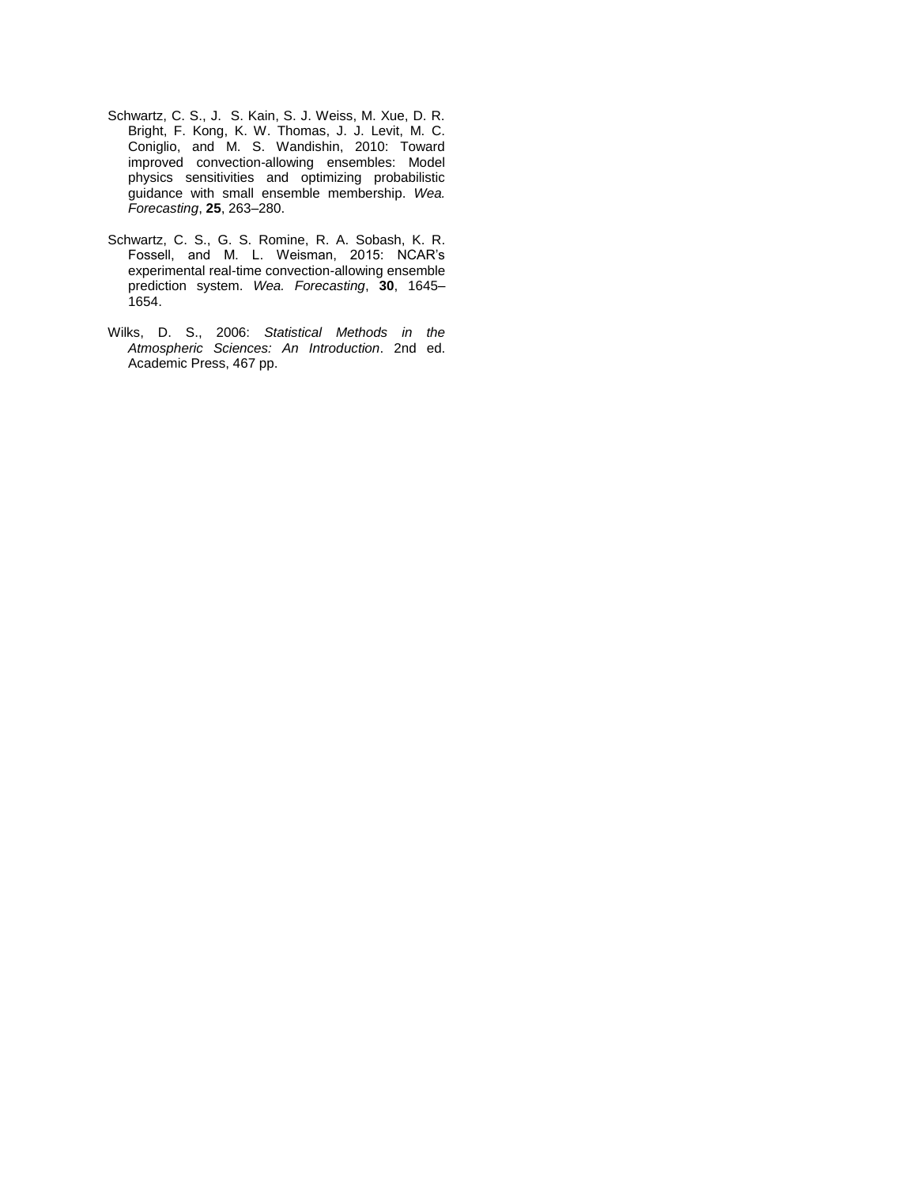Schwartz, C. S., J. S. Kain, S. J. Weiss, M. Xue, D. R. Bright, F. Kong, K. W. Thomas, J. J. Levit, M. C. Coniglio, and M. S. Wandishin, 2010: Toward improved convection-allowing ensembles: Model physics sensitivities and optimizing probabilistic guidance with small ensemble membership. *Wea. Forecasting*, **25**, 263–280.

Schwartz, C. S., G. S. Romine, R. A. Sobash, K. R. Fossell, and M. L. Weisman, 2015: NCAR's experimental real-time convection-allowing ensemble prediction system. *Wea. Forecasting*, **30**, 1645–1654.

Wilks, D. S., 2006: *Statistical Methods in the Atmospheric Sciences: An Introduction*. 2nd ed. Academic Press, 467 pp.